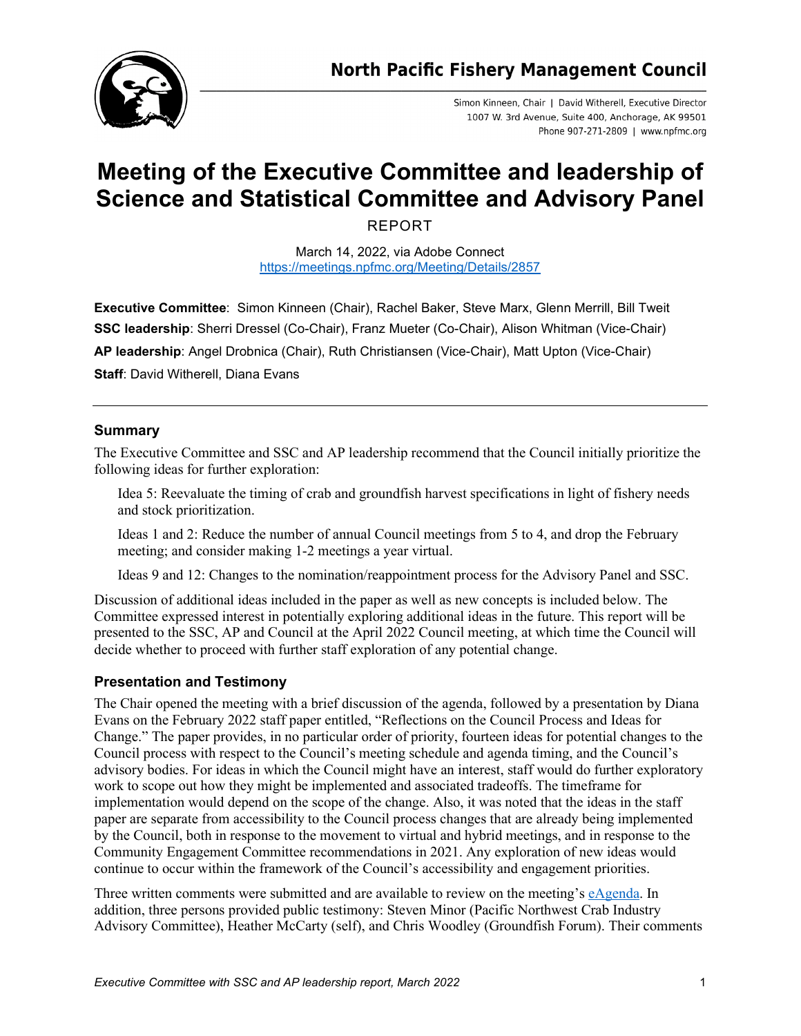# North Pacific Fishery Management Council

Simon Kinneen, Chair | David Witherell, Executive Director
1007 W. 3rd Avenue, Suite 400, Anchorage, AK 99501
Phone 907-271-2809 | www.npfmc.org

# Meeting of the Executive Committee and leadership of Science and Statistical Committee and Advisory Panel

REPORT

March 14, 2022, via Adobe Connect
https://meetings.npfmc.org/Meeting/Details/2857

**Executive Committee**: Simon Kinneen (Chair), Rachel Baker, Steve Marx, Glenn Merrill, Bill Tweit

**SSC leadership**: Sherri Dressel (Co-Chair), Franz Mueter (Co-Chair), Alison Whitman (Vice-Chair)

**AP leadership**: Angel Drobnica (Chair), Ruth Christiansen (Vice-Chair), Matt Upton (Vice-Chair)

**Staff**: David Witherell, Diana Evans

---

## Summary

The Executive Committee and SSC and AP leadership recommend that the Council initially prioritize the following ideas for further exploration:

> Idea 5: Reevaluate the timing of crab and groundfish harvest specifications in light of fishery needs and stock prioritization.
>
> Ideas 1 and 2: Reduce the number of annual Council meetings from 5 to 4, and drop the February meeting; and consider making 1-2 meetings a year virtual.
>
> Ideas 9 and 12: Changes to the nomination/reappointment process for the Advisory Panel and SSC.

Discussion of additional ideas included in the paper as well as new concepts is included below. The Committee expressed interest in potentially exploring additional ideas in the future. This report will be presented to the SSC, AP and Council at the April 2022 Council meeting, at which time the Council will decide whether to proceed with further staff exploration of any potential change.

## Presentation and Testimony

The Chair opened the meeting with a brief discussion of the agenda, followed by a presentation by Diana Evans on the February 2022 staff paper entitled, "Reflections on the Council Process and Ideas for Change." The paper provides, in no particular order of priority, fourteen ideas for potential changes to the Council process with respect to the Council's meeting schedule and agenda timing, and the Council's advisory bodies. For ideas in which the Council might have an interest, staff would do further exploratory work to scope out how they might be implemented and associated tradeoffs. The timeframe for implementation would depend on the scope of the change. Also, it was noted that the ideas in the staff paper are separate from accessibility to the Council process changes that are already being implemented by the Council, both in response to the movement to virtual and hybrid meetings, and in response to the Community Engagement Committee recommendations in 2021. Any exploration of new ideas would continue to occur within the framework of the Council's accessibility and engagement priorities.

Three written comments were submitted and are available to review on the meeting's eAgenda. In addition, three persons provided public testimony: Steven Minor (Pacific Northwest Crab Industry Advisory Committee), Heather McCarty (self), and Chris Woodley (Groundfish Forum). Their comments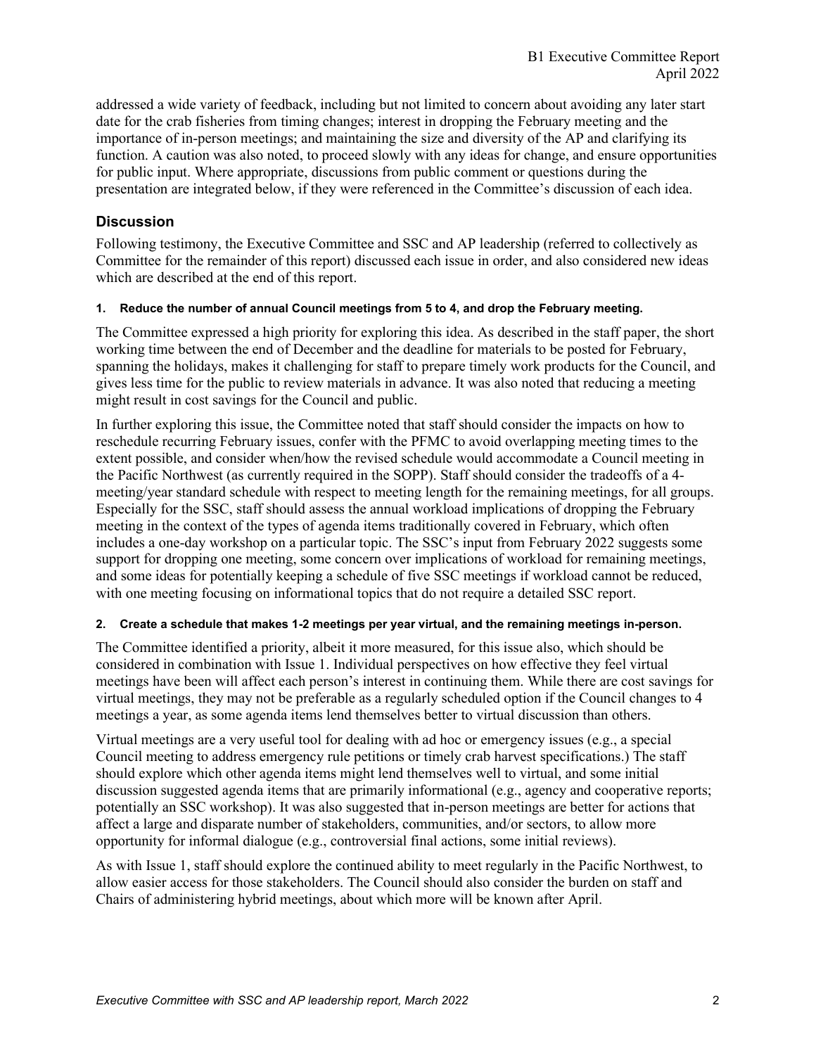addressed a wide variety of feedback, including but not limited to concern about avoiding any later start date for the crab fisheries from timing changes; interest in dropping the February meeting and the importance of in-person meetings; and maintaining the size and diversity of the AP and clarifying its function. A caution was also noted, to proceed slowly with any ideas for change, and ensure opportunities for public input. Where appropriate, discussions from public comment or questions during the presentation are integrated below, if they were referenced in the Committee's discussion of each idea.

## Discussion

Following testimony, the Executive Committee and SSC and AP leadership (referred to collectively as Committee for the remainder of this report) discussed each issue in order, and also considered new ideas which are described at the end of this report.

#### 1. Reduce the number of annual Council meetings from 5 to 4, and drop the February meeting.

The Committee expressed a high priority for exploring this idea. As described in the staff paper, the short working time between the end of December and the deadline for materials to be posted for February, spanning the holidays, makes it challenging for staff to prepare timely work products for the Council, and gives less time for the public to review materials in advance. It was also noted that reducing a meeting might result in cost savings for the Council and public.

In further exploring this issue, the Committee noted that staff should consider the impacts on how to reschedule recurring February issues, confer with the PFMC to avoid overlapping meeting times to the extent possible, and consider when/how the revised schedule would accommodate a Council meeting in the Pacific Northwest (as currently required in the SOPP). Staff should consider the tradeoffs of a 4-meeting/year standard schedule with respect to meeting length for the remaining meetings, for all groups. Especially for the SSC, staff should assess the annual workload implications of dropping the February meeting in the context of the types of agenda items traditionally covered in February, which often includes a one-day workshop on a particular topic. The SSC's input from February 2022 suggests some support for dropping one meeting, some concern over implications of workload for remaining meetings, and some ideas for potentially keeping a schedule of five SSC meetings if workload cannot be reduced, with one meeting focusing on informational topics that do not require a detailed SSC report.

#### 2. Create a schedule that makes 1-2 meetings per year virtual, and the remaining meetings in-person.

The Committee identified a priority, albeit it more measured, for this issue also, which should be considered in combination with Issue 1. Individual perspectives on how effective they feel virtual meetings have been will affect each person's interest in continuing them. While there are cost savings for virtual meetings, they may not be preferable as a regularly scheduled option if the Council changes to 4 meetings a year, as some agenda items lend themselves better to virtual discussion than others.

Virtual meetings are a very useful tool for dealing with ad hoc or emergency issues (e.g., a special Council meeting to address emergency rule petitions or timely crab harvest specifications.) The staff should explore which other agenda items might lend themselves well to virtual, and some initial discussion suggested agenda items that are primarily informational (e.g., agency and cooperative reports; potentially an SSC workshop). It was also suggested that in-person meetings are better for actions that affect a large and disparate number of stakeholders, communities, and/or sectors, to allow more opportunity for informal dialogue (e.g., controversial final actions, some initial reviews).

As with Issue 1, staff should explore the continued ability to meet regularly in the Pacific Northwest, to allow easier access for those stakeholders. The Council should also consider the burden on staff and Chairs of administering hybrid meetings, about which more will be known after April.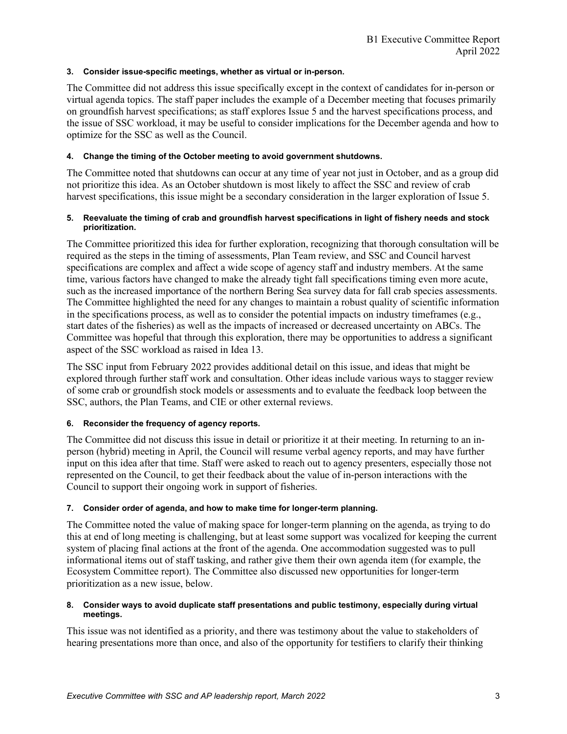**3. Consider issue-specific meetings, whether as virtual or in-person.**

The Committee did not address this issue specifically except in the context of candidates for in-person or virtual agenda topics. The staff paper includes the example of a December meeting that focuses primarily on groundfish harvest specifications; as staff explores Issue 5 and the harvest specifications process, and the issue of SSC workload, it may be useful to consider implications for the December agenda and how to optimize for the SSC as well as the Council.

**4. Change the timing of the October meeting to avoid government shutdowns.**

The Committee noted that shutdowns can occur at any time of year not just in October, and as a group did not prioritize this idea. As an October shutdown is most likely to affect the SSC and review of crab harvest specifications, this issue might be a secondary consideration in the larger exploration of Issue 5.

**5. Reevaluate the timing of crab and groundfish harvest specifications in light of fishery needs and stock prioritization.**

The Committee prioritized this idea for further exploration, recognizing that thorough consultation will be required as the steps in the timing of assessments, Plan Team review, and SSC and Council harvest specifications are complex and affect a wide scope of agency staff and industry members. At the same time, various factors have changed to make the already tight fall specifications timing even more acute, such as the increased importance of the northern Bering Sea survey data for fall crab species assessments. The Committee highlighted the need for any changes to maintain a robust quality of scientific information in the specifications process, as well as to consider the potential impacts on industry timeframes (e.g., start dates of the fisheries) as well as the impacts of increased or decreased uncertainty on ABCs. The Committee was hopeful that through this exploration, there may be opportunities to address a significant aspect of the SSC workload as raised in Idea 13.

The SSC input from February 2022 provides additional detail on this issue, and ideas that might be explored through further staff work and consultation. Other ideas include various ways to stagger review of some crab or groundfish stock models or assessments and to evaluate the feedback loop between the SSC, authors, the Plan Teams, and CIE or other external reviews.

**6. Reconsider the frequency of agency reports.**

The Committee did not discuss this issue in detail or prioritize it at their meeting. In returning to an in-person (hybrid) meeting in April, the Council will resume verbal agency reports, and may have further input on this idea after that time. Staff were asked to reach out to agency presenters, especially those not represented on the Council, to get their feedback about the value of in-person interactions with the Council to support their ongoing work in support of fisheries.

**7. Consider order of agenda, and how to make time for longer-term planning.**

The Committee noted the value of making space for longer-term planning on the agenda, as trying to do this at end of long meeting is challenging, but at least some support was vocalized for keeping the current system of placing final actions at the front of the agenda. One accommodation suggested was to pull informational items out of staff tasking, and rather give them their own agenda item (for example, the Ecosystem Committee report). The Committee also discussed new opportunities for longer-term prioritization as a new issue, below.

**8. Consider ways to avoid duplicate staff presentations and public testimony, especially during virtual meetings.**

This issue was not identified as a priority, and there was testimony about the value to stakeholders of hearing presentations more than once, and also of the opportunity for testifiers to clarify their thinking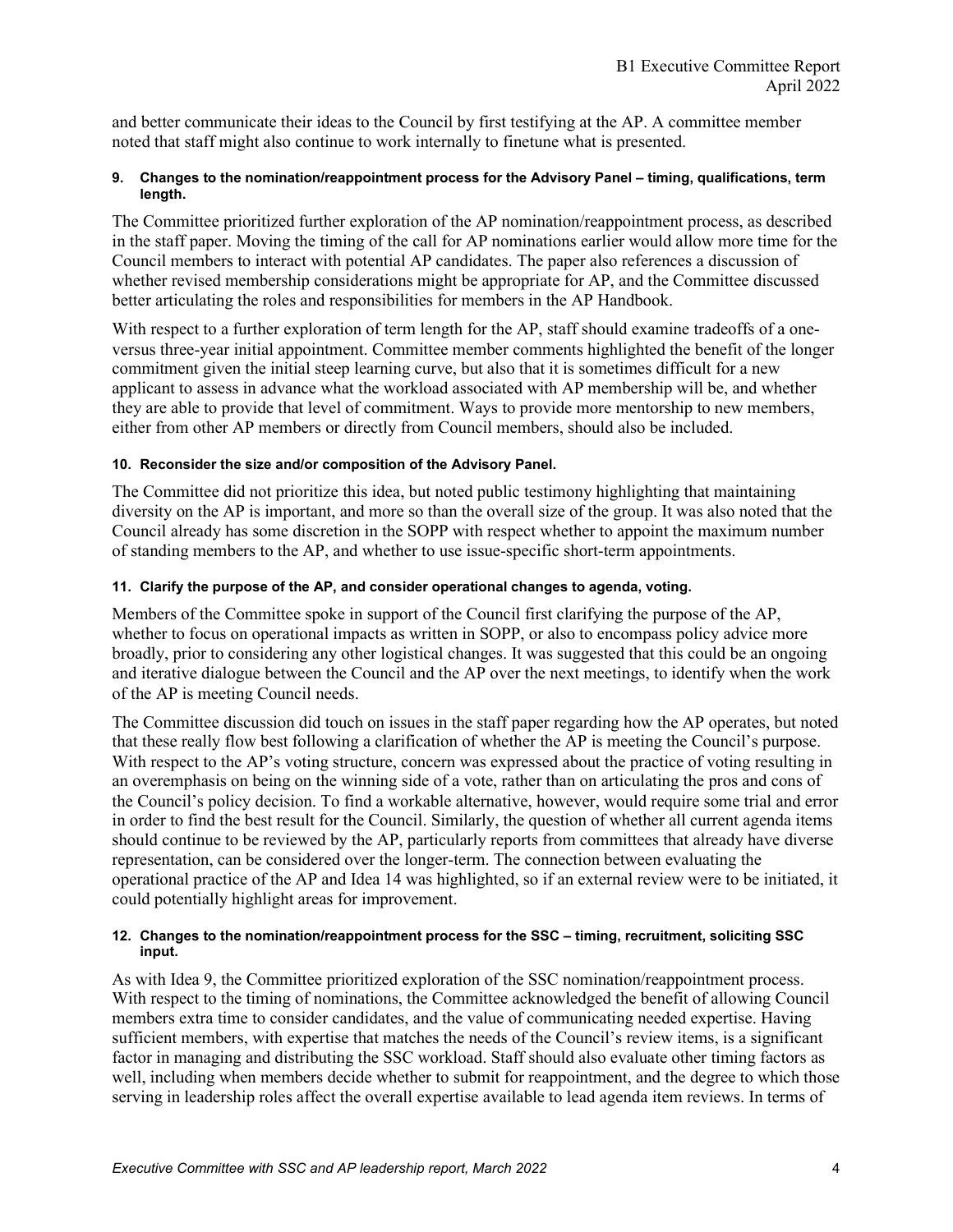and better communicate their ideas to the Council by first testifying at the AP. A committee member noted that staff might also continue to work internally to finetune what is presented.

#### 9. Changes to the nomination/reappointment process for the Advisory Panel – timing, qualifications, term length.

The Committee prioritized further exploration of the AP nomination/reappointment process, as described in the staff paper. Moving the timing of the call for AP nominations earlier would allow more time for the Council members to interact with potential AP candidates. The paper also references a discussion of whether revised membership considerations might be appropriate for AP, and the Committee discussed better articulating the roles and responsibilities for members in the AP Handbook.

With respect to a further exploration of term length for the AP, staff should examine tradeoffs of a one- versus three-year initial appointment. Committee member comments highlighted the benefit of the longer commitment given the initial steep learning curve, but also that it is sometimes difficult for a new applicant to assess in advance what the workload associated with AP membership will be, and whether they are able to provide that level of commitment. Ways to provide more mentorship to new members, either from other AP members or directly from Council members, should also be included.

#### 10. Reconsider the size and/or composition of the Advisory Panel.

The Committee did not prioritize this idea, but noted public testimony highlighting that maintaining diversity on the AP is important, and more so than the overall size of the group. It was also noted that the Council already has some discretion in the SOPP with respect whether to appoint the maximum number of standing members to the AP, and whether to use issue-specific short-term appointments.

#### 11. Clarify the purpose of the AP, and consider operational changes to agenda, voting.

Members of the Committee spoke in support of the Council first clarifying the purpose of the AP, whether to focus on operational impacts as written in SOPP, or also to encompass policy advice more broadly, prior to considering any other logistical changes. It was suggested that this could be an ongoing and iterative dialogue between the Council and the AP over the next meetings, to identify when the work of the AP is meeting Council needs.

The Committee discussion did touch on issues in the staff paper regarding how the AP operates, but noted that these really flow best following a clarification of whether the AP is meeting the Council's purpose. With respect to the AP's voting structure, concern was expressed about the practice of voting resulting in an overemphasis on being on the winning side of a vote, rather than on articulating the pros and cons of the Council's policy decision. To find a workable alternative, however, would require some trial and error in order to find the best result for the Council. Similarly, the question of whether all current agenda items should continue to be reviewed by the AP, particularly reports from committees that already have diverse representation, can be considered over the longer-term. The connection between evaluating the operational practice of the AP and Idea 14 was highlighted, so if an external review were to be initiated, it could potentially highlight areas for improvement.

#### 12. Changes to the nomination/reappointment process for the SSC – timing, recruitment, soliciting SSC input.

As with Idea 9, the Committee prioritized exploration of the SSC nomination/reappointment process. With respect to the timing of nominations, the Committee acknowledged the benefit of allowing Council members extra time to consider candidates, and the value of communicating needed expertise. Having sufficient members, with expertise that matches the needs of the Council's review items, is a significant factor in managing and distributing the SSC workload. Staff should also evaluate other timing factors as well, including when members decide whether to submit for reappointment, and the degree to which those serving in leadership roles affect the overall expertise available to lead agenda item reviews. In terms of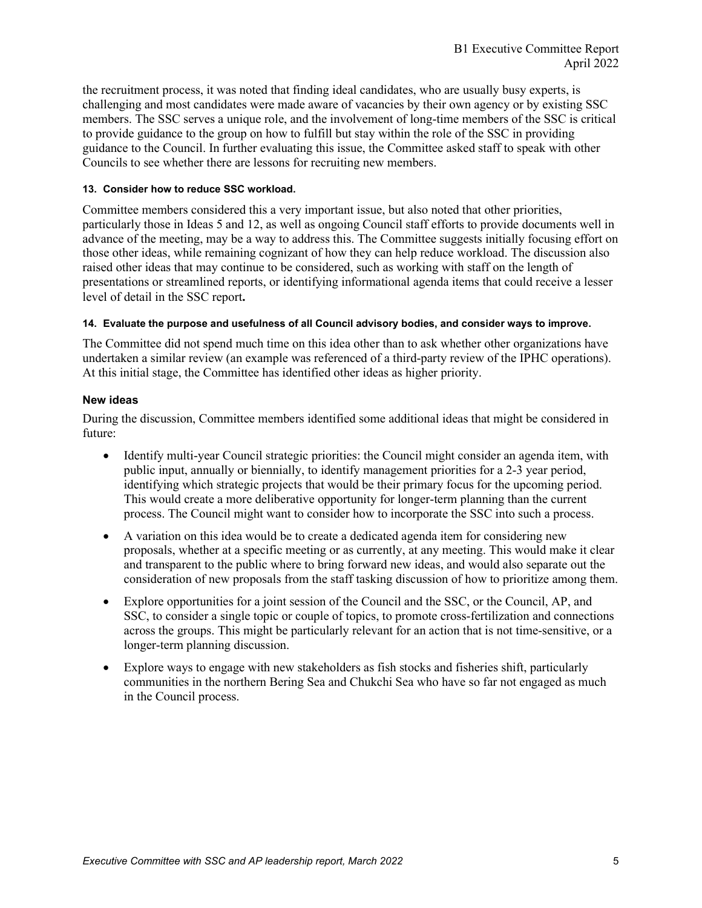the recruitment process, it was noted that finding ideal candidates, who are usually busy experts, is challenging and most candidates were made aware of vacancies by their own agency or by existing SSC members. The SSC serves a unique role, and the involvement of long-time members of the SSC is critical to provide guidance to the group on how to fulfill but stay within the role of the SSC in providing guidance to the Council. In further evaluating this issue, the Committee asked staff to speak with other Councils to see whether there are lessons for recruiting new members.

#### 13. Consider how to reduce SSC workload.

Committee members considered this a very important issue, but also noted that other priorities, particularly those in Ideas 5 and 12, as well as ongoing Council staff efforts to provide documents well in advance of the meeting, may be a way to address this. The Committee suggests initially focusing effort on those other ideas, while remaining cognizant of how they can help reduce workload. The discussion also raised other ideas that may continue to be considered, such as working with staff on the length of presentations or streamlined reports, or identifying informational agenda items that could receive a lesser level of detail in the SSC report**.**

#### 14. Evaluate the purpose and usefulness of all Council advisory bodies, and consider ways to improve.

The Committee did not spend much time on this idea other than to ask whether other organizations have undertaken a similar review (an example was referenced of a third-party review of the IPHC operations). At this initial stage, the Committee has identified other ideas as higher priority.

### New ideas

During the discussion, Committee members identified some additional ideas that might be considered in future:

- Identify multi-year Council strategic priorities: the Council might consider an agenda item, with public input, annually or biennially, to identify management priorities for a 2-3 year period, identifying which strategic projects that would be their primary focus for the upcoming period. This would create a more deliberative opportunity for longer-term planning than the current process. The Council might want to consider how to incorporate the SSC into such a process.
- A variation on this idea would be to create a dedicated agenda item for considering new proposals, whether at a specific meeting or as currently, at any meeting. This would make it clear and transparent to the public where to bring forward new ideas, and would also separate out the consideration of new proposals from the staff tasking discussion of how to prioritize among them.
- Explore opportunities for a joint session of the Council and the SSC, or the Council, AP, and SSC, to consider a single topic or couple of topics, to promote cross-fertilization and connections across the groups. This might be particularly relevant for an action that is not time-sensitive, or a longer-term planning discussion.
- Explore ways to engage with new stakeholders as fish stocks and fisheries shift, particularly communities in the northern Bering Sea and Chukchi Sea who have so far not engaged as much in the Council process.